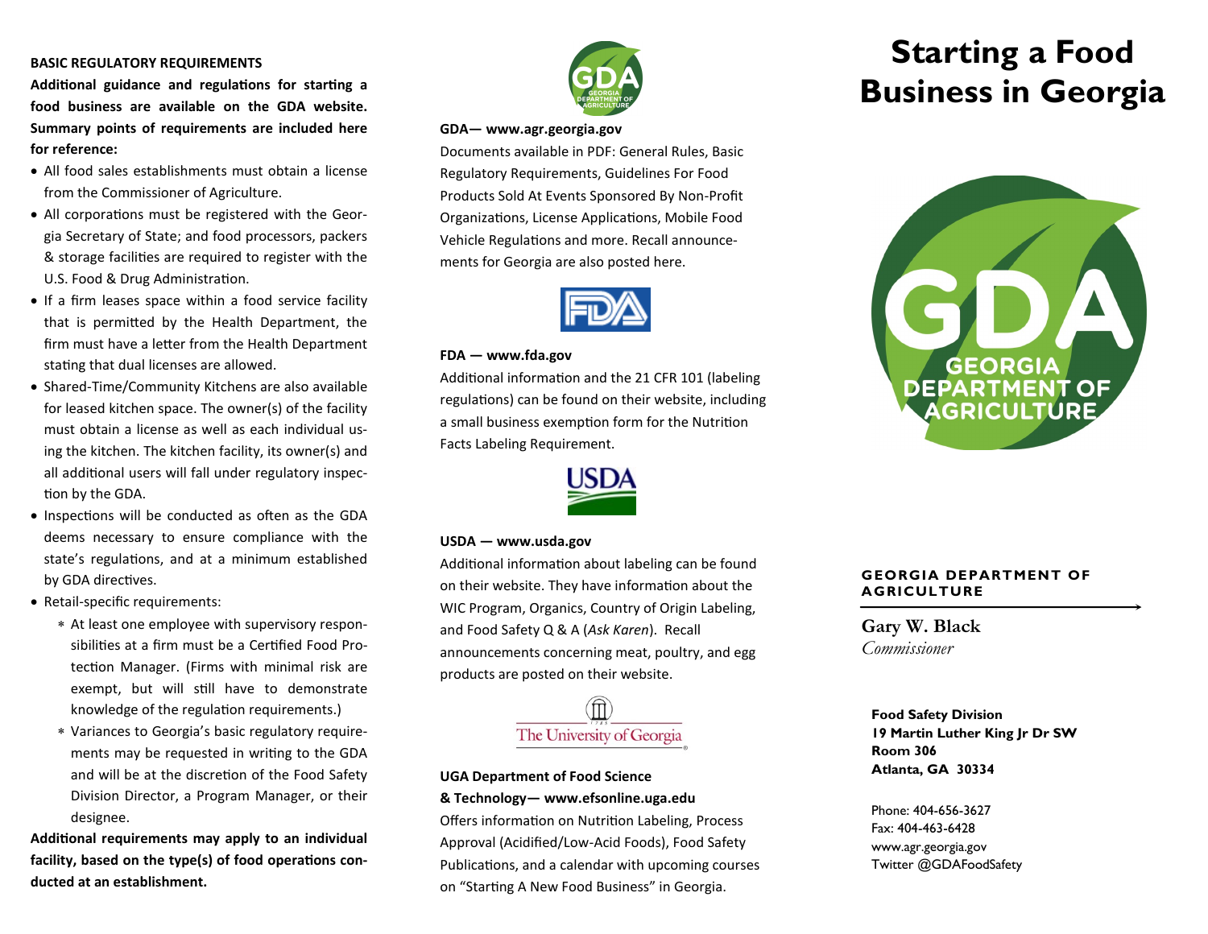**BASIC REGULATORY REQUIREMENTS**

**Additional guidance and regulations for starting a food business are available on the GDA website. Summary points of requirements are included here for reference:**

- All food sales establishments must obtain a license from the Commissioner of Agriculture.
- All corporations must be registered with the Georgia Secretary of State; and food processors, packers & storage facilities are required to register with the U.S. Food & Drug Administration.
- If a firm leases space within a food service facility that is permitted by the Health Department, the firm must have a letter from the Health Department stating that dual licenses are allowed.
- Shared-Time/Community Kitchens are also available for leased kitchen space. The owner(s) of the facility must obtain a license as well as each individual using the kitchen. The kitchen facility, its owner(s) and all additional users will fall under regulatory inspection by the GDA.
- Inspections will be conducted as often as the GDA deems necessary to ensure compliance with the state's regulations, and at a minimum established by GDA directives.
- Retail-specific requirements:
  - At least one employee with supervisory responsibilities at a firm must be a Certified Food Protection Manager. (Firms with minimal risk are exempt, but will still have to demonstrate knowledge of the regulation requirements.)
  - Variances to Georgia's basic regulatory requirements may be requested in writing to the GDA and will be at the discretion of the Food Safety Division Director, a Program Manager, or their designee.

**Additional requirements may apply to an individual facility, based on the type(s) of food operations conducted at an establishment.**

**GDA— www.agr.georgia.gov**

Documents available in PDF: General Rules, Basic Regulatory Requirements, Guidelines For Food Products Sold At Events Sponsored By Non-Profit Organizations, License Applications, Mobile Food Vehicle Regulations and more. Recall announcements for Georgia are also posted here.

**FDA — www.fda.gov**

Additional information and the 21 CFR 101 (labeling regulations) can be found on their website, including a small business exemption form for the Nutrition Facts Labeling Requirement.

**USDA — www.usda.gov**

Additional information about labeling can be found on their website. They have information about the WIC Program, Organics, Country of Origin Labeling, and Food Safety Q & A (*Ask Karen*). Recall announcements concerning meat, poultry, and egg products are posted on their website.

**UGA Department of Food Science & Technology— www.efsonline.uga.edu**

Offers information on Nutrition Labeling, Process Approval (Acidified/Low-Acid Foods), Food Safety Publications, and a calendar with upcoming courses on "Starting A New Food Business" in Georgia.

# Starting a Food Business in Georgia

**GEORGIA DEPARTMENT OF AGRICULTURE**

**Gary W. Black**
*Commissioner*

**Food Safety Division**
**19 Martin Luther King Jr Dr SW**
**Room 306**
**Atlanta, GA 30334**

Phone: 404-656-3627
Fax: 404-463-6428
www.agr.georgia.gov
Twitter @GDAFoodSafety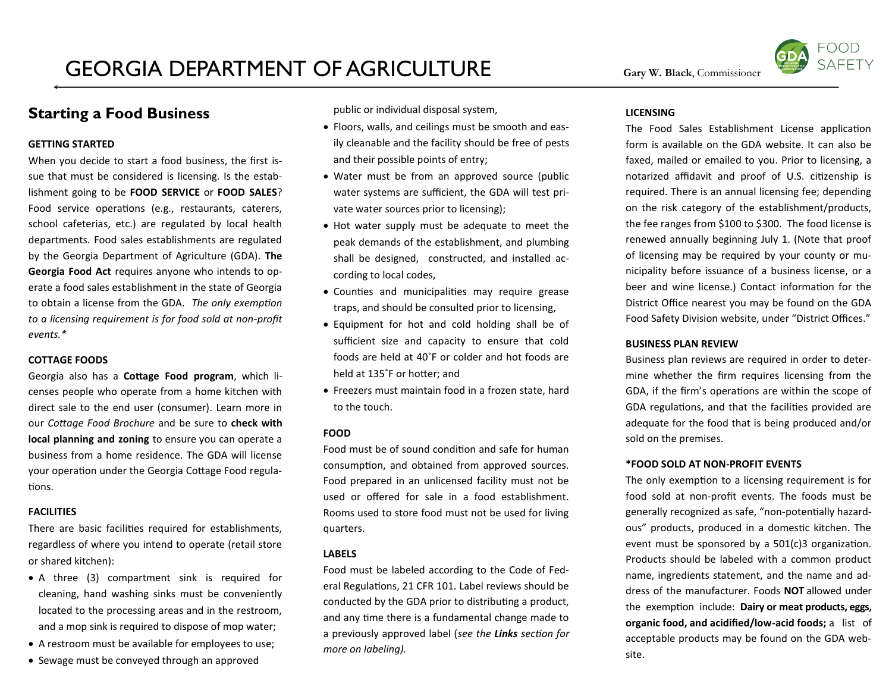# GEORGIA DEPARTMENT OF AGRICULTURE

**Gary W. Black**, Commissioner

## Starting a Food Business

### GETTING STARTED

When you decide to start a food business, the first issue that must be considered is licensing. Is the establishment going to be **FOOD SERVICE** or **FOOD SALES**? Food service operations (e.g., restaurants, caterers, school cafeterias, etc.) are regulated by local health departments. Food sales establishments are regulated by the Georgia Department of Agriculture (GDA). **The Georgia Food Act** requires anyone who intends to operate a food sales establishment in the state of Georgia to obtain a license from the GDA. *The only exemption to a licensing requirement is for food sold at non-profit events.**

### COTTAGE FOODS

Georgia also has a **Cottage Food program**, which licenses people who operate from a home kitchen with direct sale to the end user (consumer). Learn more in our *Cottage Food Brochure* and be sure to **check with local planning and zoning** to ensure you can operate a business from a home residence. The GDA will license your operation under the Georgia Cottage Food regulations.

### FACILITIES

There are basic facilities required for establishments, regardless of where you intend to operate (retail store or shared kitchen):

- A three (3) compartment sink is required for cleaning, hand washing sinks must be conveniently located to the processing areas and in the restroom, and a mop sink is required to dispose of mop water;
- A restroom must be available for employees to use;
- Sewage must be conveyed through an approved public or individual disposal system,
- Floors, walls, and ceilings must be smooth and easily cleanable and the facility should be free of pests and their possible points of entry;
- Water must be from an approved source (public water systems are sufficient, the GDA will test private water sources prior to licensing);
- Hot water supply must be adequate to meet the peak demands of the establishment, and plumbing shall be designed, constructed, and installed according to local codes,
- Counties and municipalities may require grease traps, and should be consulted prior to licensing,
- Equipment for hot and cold holding shall be of sufficient size and capacity to ensure that cold foods are held at 40˚F or colder and hot foods are held at 135˚F or hotter; and
- Freezers must maintain food in a frozen state, hard to the touch.

### FOOD

Food must be of sound condition and safe for human consumption, and obtained from approved sources. Food prepared in an unlicensed facility must not be used or offered for sale in a food establishment. Rooms used to store food must not be used for living quarters.

### LABELS

Food must be labeled according to the Code of Federal Regulations, 21 CFR 101. Label reviews should be conducted by the GDA prior to distributing a product, and any time there is a fundamental change made to a previously approved label (*see the **Links** section for more on labeling).*

### LICENSING

The Food Sales Establishment License application form is available on the GDA website. It can also be faxed, mailed or emailed to you. Prior to licensing, a notarized affidavit and proof of U.S. citizenship is required. There is an annual licensing fee; depending on the risk category of the establishment/products, the fee ranges from $100 to $300. The food license is renewed annually beginning July 1. (Note that proof of licensing may be required by your county or municipality before issuance of a business license, or a beer and wine license.) Contact information for the District Office nearest you may be found on the GDA Food Safety Division website, under "District Offices."

### BUSINESS PLAN REVIEW

Business plan reviews are required in order to determine whether the firm requires licensing from the GDA, if the firm's operations are within the scope of GDA regulations, and that the facilities provided are adequate for the food that is being produced and/or sold on the premises.

### *FOOD SOLD AT NON-PROFIT EVENTS

The only exemption to a licensing requirement is for food sold at non-profit events. The foods must be generally recognized as safe, "non-potentially hazardous" products, produced in a domestic kitchen. The event must be sponsored by a 501(c)3 organization. Products should be labeled with a common product name, ingredients statement, and the name and address of the manufacturer. Foods **NOT** allowed under the exemption include: **Dairy or meat products, eggs, organic food, and acidified/low-acid foods;** a list of acceptable products may be found on the GDA website.